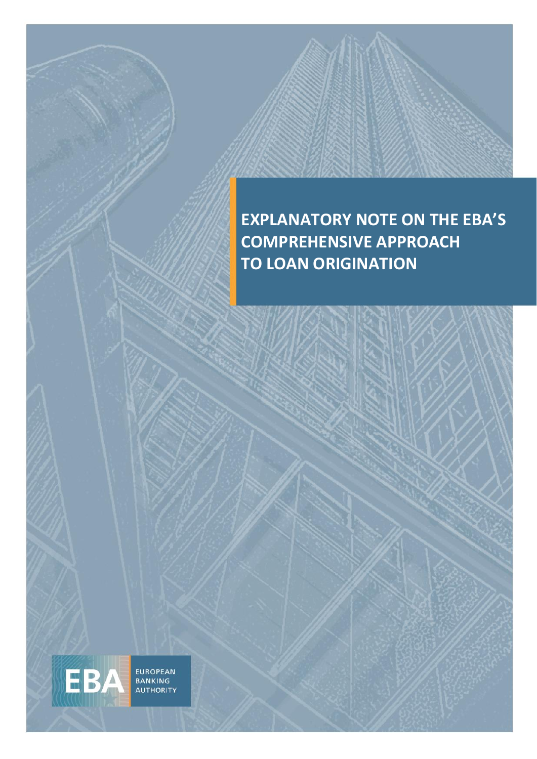# EXPLANATORY NOTE ON THE EBA'S COMPREHENSIVE APPROACH TO LOAN ORIGINATION

EUROPEAN BANKING AUTHORITY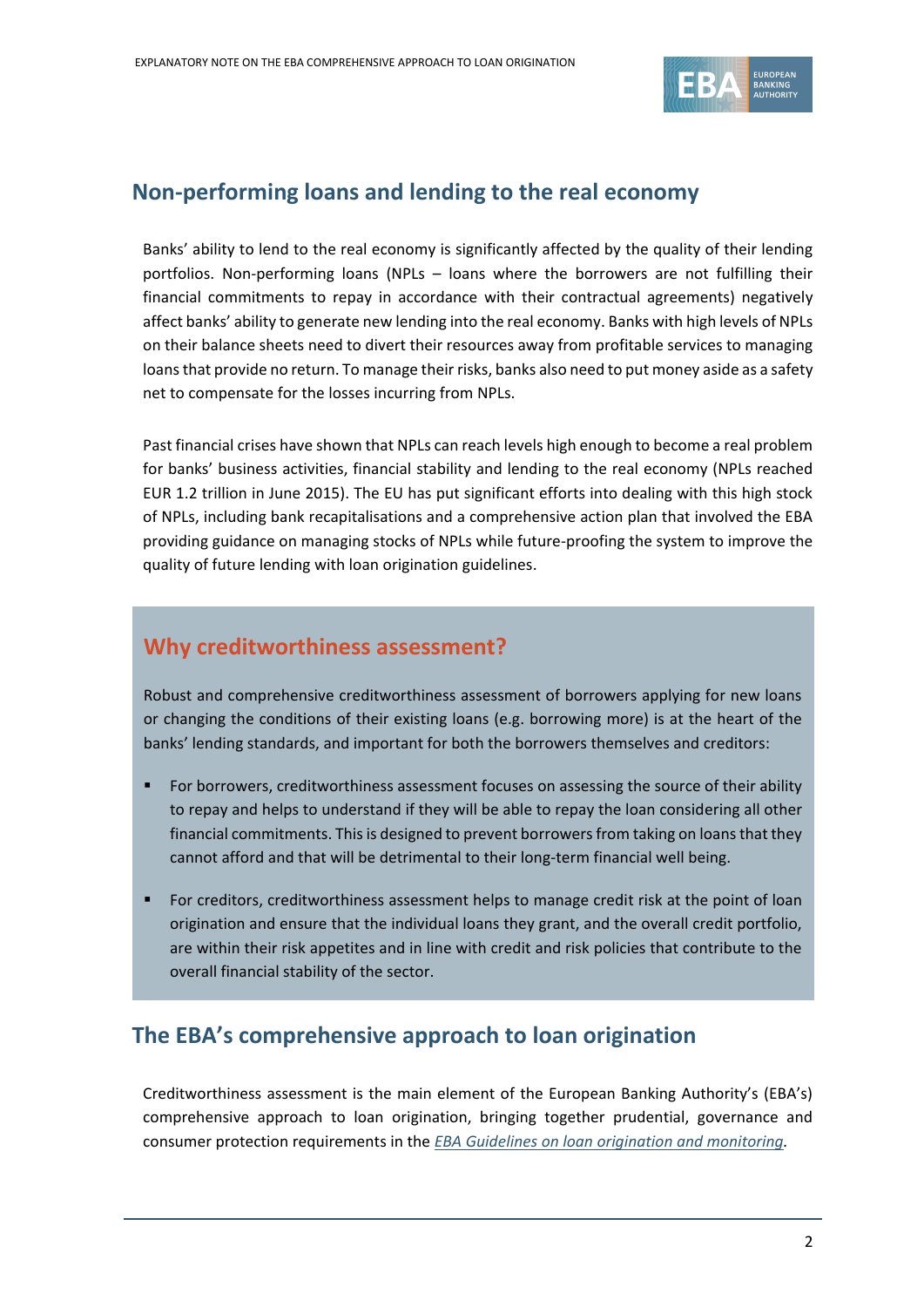## Non-performing loans and lending to the real economy

Banks' ability to lend to the real economy is significantly affected by the quality of their lending portfolios. Non-performing loans (NPLs – loans where the borrowers are not fulfilling their financial commitments to repay in accordance with their contractual agreements) negatively affect banks' ability to generate new lending into the real economy. Banks with high levels of NPLs on their balance sheets need to divert their resources away from profitable services to managing loans that provide no return. To manage their risks, banks also need to put money aside as a safety net to compensate for the losses incurring from NPLs.

Past financial crises have shown that NPLs can reach levels high enough to become a real problem for banks' business activities, financial stability and lending to the real economy (NPLs reached EUR 1.2 trillion in June 2015). The EU has put significant efforts into dealing with this high stock of NPLs, including bank recapitalisations and a comprehensive action plan that involved the EBA providing guidance on managing stocks of NPLs while future-proofing the system to improve the quality of future lending with loan origination guidelines.

### Why creditworthiness assessment?

Robust and comprehensive creditworthiness assessment of borrowers applying for new loans or changing the conditions of their existing loans (e.g. borrowing more) is at the heart of the banks' lending standards, and important for both the borrowers themselves and creditors:

- For borrowers, creditworthiness assessment focuses on assessing the source of their ability to repay and helps to understand if they will be able to repay the loan considering all other financial commitments. This is designed to prevent borrowers from taking on loans that they cannot afford and that will be detrimental to their long-term financial well being.
- For creditors, creditworthiness assessment helps to manage credit risk at the point of loan origination and ensure that the individual loans they grant, and the overall credit portfolio, are within their risk appetites and in line with credit and risk policies that contribute to the overall financial stability of the sector.

## The EBA's comprehensive approach to loan origination

Creditworthiness assessment is the main element of the European Banking Authority's (EBA's) comprehensive approach to loan origination, bringing together prudential, governance and consumer protection requirements in the *EBA Guidelines on loan origination and monitoring*.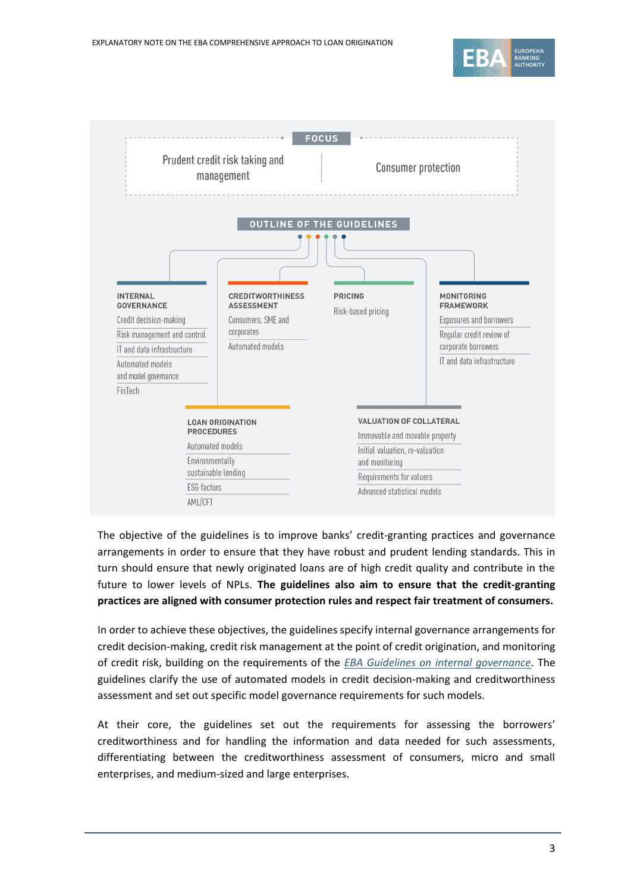**FOCUS**

Prudent credit risk taking and management | Consumer protection

**OUTLINE OF THE GUIDELINES**

**INTERNAL GOVERNANCE**
- Credit decision-making
- Risk management and control
- IT and data infrastructure
- Automated models and model governance
- FinTech

**CREDITWORTHINESS ASSESSMENT**
- Consumers, SME and corporates
- Automated models

**PRICING**
- Risk-based pricing

**MONITORING FRAMEWORK**
- Exposures and borrowers
- Regular credit review of corporate borrowers
- IT and data infrastructure

**LOAN ORIGINATION PROCEDURES**
- Automated models
- Environmentally sustainable lending
- ESG factors
- AML/CFT

**VALUATION OF COLLATERAL**
- Immovable and movable property
- Initial valuation, re-valuation and monitoring
- Requirements for valuers
- Advanced statistical models

The objective of the guidelines is to improve banks' credit-granting practices and governance arrangements in order to ensure that they have robust and prudent lending standards. This in turn should ensure that newly originated loans are of high credit quality and contribute in the future to lower levels of NPLs. **The guidelines also aim to ensure that the credit-granting practices are aligned with consumer protection rules and respect fair treatment of consumers.**

In order to achieve these objectives, the guidelines specify internal governance arrangements for credit decision-making, credit risk management at the point of credit origination, and monitoring of credit risk, building on the requirements of the *EBA Guidelines on internal governance*. The guidelines clarify the use of automated models in credit decision-making and creditworthiness assessment and set out specific model governance requirements for such models.

At their core, the guidelines set out the requirements for assessing the borrowers' creditworthiness and for handling the information and data needed for such assessments, differentiating between the creditworthiness assessment of consumers, micro and small enterprises, and medium-sized and large enterprises.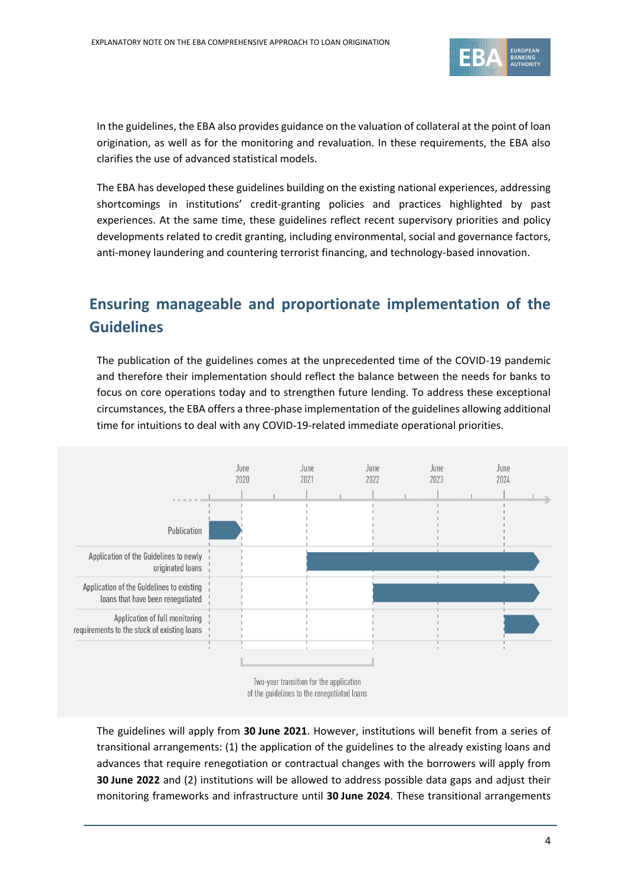In the guidelines, the EBA also provides guidance on the valuation of collateral at the point of loan origination, as well as for the monitoring and revaluation. In these requirements, the EBA also clarifies the use of advanced statistical models.

The EBA has developed these guidelines building on the existing national experiences, addressing shortcomings in institutions' credit-granting policies and practices highlighted by past experiences. At the same time, these guidelines reflect recent supervisory priorities and policy developments related to credit granting, including environmental, social and governance factors, anti-money laundering and countering terrorist financing, and technology-based innovation.

## Ensuring manageable and proportionate implementation of the Guidelines

The publication of the guidelines comes at the unprecedented time of the COVID-19 pandemic and therefore their implementation should reflect the balance between the needs for banks to focus on core operations today and to strengthen future lending. To address these exceptional circumstances, the EBA offers a three-phase implementation of the guidelines allowing additional time for intuitions to deal with any COVID-19-related immediate operational priorities.

June 2020 | June 2021 | June 2022 | June 2023 | June 2024

Publication

Application of the Guidelines to newly originated loans

Application of the Guidelines to existing loans that have been renegotiated

Application of full monitoring requirements to the stock of existing loans

Two-year transition for the application of the guidelines to the renegotiated loans

The guidelines will apply from **30 June 2021**. However, institutions will benefit from a series of transitional arrangements: (1) the application of the guidelines to the already existing loans and advances that require renegotiation or contractual changes with the borrowers will apply from **30 June 2022** and (2) institutions will be allowed to address possible data gaps and adjust their monitoring frameworks and infrastructure until **30 June 2024**. These transitional arrangements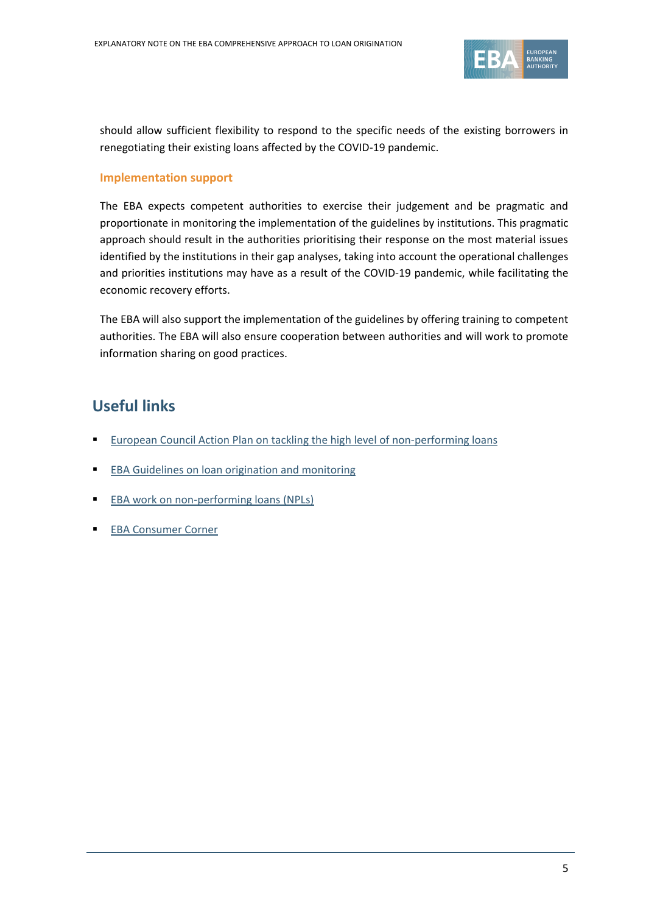should allow sufficient flexibility to respond to the specific needs of the existing borrowers in renegotiating their existing loans affected by the COVID-19 pandemic.

### Implementation support

The EBA expects competent authorities to exercise their judgement and be pragmatic and proportionate in monitoring the implementation of the guidelines by institutions. This pragmatic approach should result in the authorities prioritising their response on the most material issues identified by the institutions in their gap analyses, taking into account the operational challenges and priorities institutions may have as a result of the COVID-19 pandemic, while facilitating the economic recovery efforts.

The EBA will also support the implementation of the guidelines by offering training to competent authorities. The EBA will also ensure cooperation between authorities and will work to promote information sharing on good practices.

## Useful links

- European Council Action Plan on tackling the high level of non-performing loans
- EBA Guidelines on loan origination and monitoring
- EBA work on non-performing loans (NPLs)
- EBA Consumer Corner